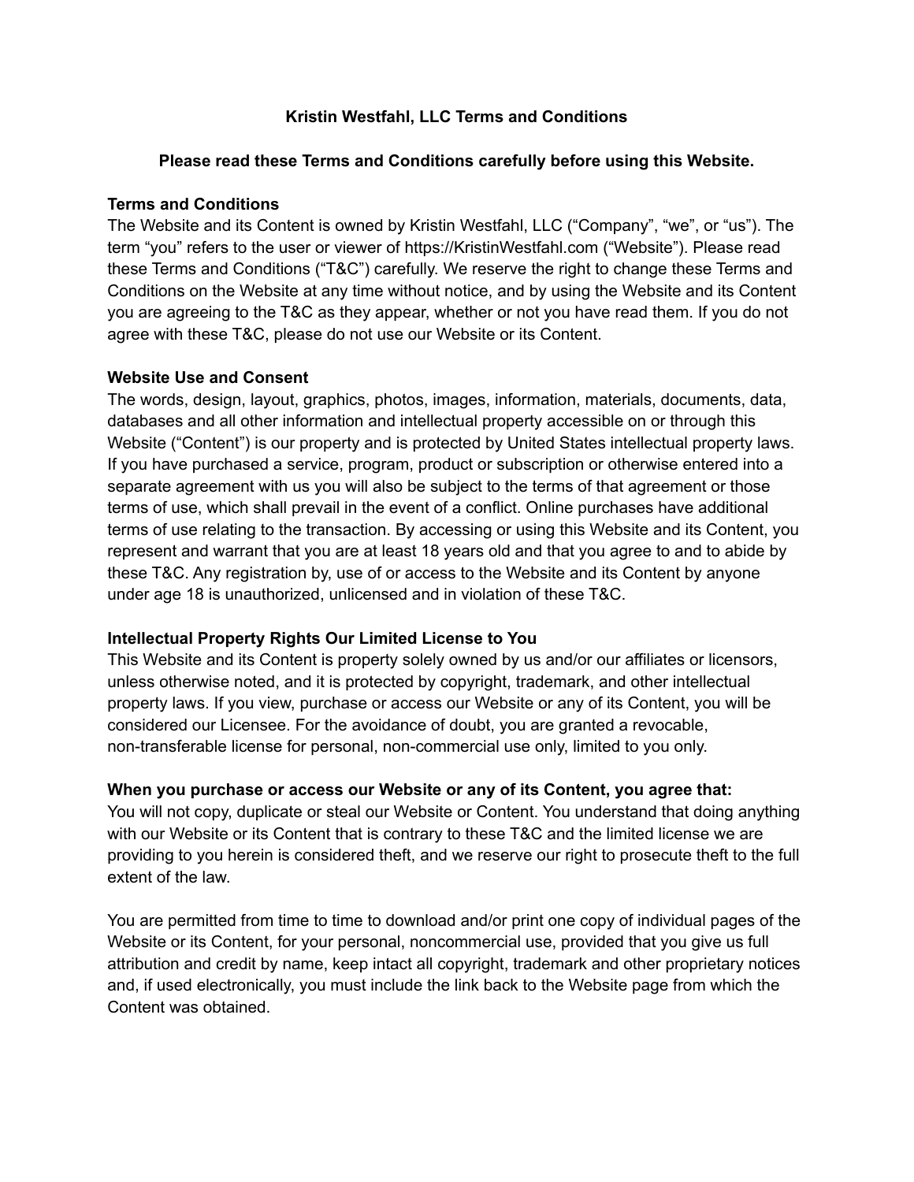# Kristin Westfahl, LLC Terms and Conditions

**Please read these Terms and Conditions carefully before using this Website.**

## Terms and Conditions

The Website and its Content is owned by Kristin Westfahl, LLC ("Company", "we", or "us"). The term "you" refers to the user or viewer of https://KristinWestfahl.com ("Website"). Please read these Terms and Conditions ("T&C") carefully. We reserve the right to change these Terms and Conditions on the Website at any time without notice, and by using the Website and its Content you are agreeing to the T&C as they appear, whether or not you have read them. If you do not agree with these T&C, please do not use our Website or its Content.

## Website Use and Consent

The words, design, layout, graphics, photos, images, information, materials, documents, data, databases and all other information and intellectual property accessible on or through this Website ("Content") is our property and is protected by United States intellectual property laws. If you have purchased a service, program, product or subscription or otherwise entered into a separate agreement with us you will also be subject to the terms of that agreement or those terms of use, which shall prevail in the event of a conflict. Online purchases have additional terms of use relating to the transaction. By accessing or using this Website and its Content, you represent and warrant that you are at least 18 years old and that you agree to and to abide by these T&C. Any registration by, use of or access to the Website and its Content by anyone under age 18 is unauthorized, unlicensed and in violation of these T&C.

## Intellectual Property Rights Our Limited License to You

This Website and its Content is property solely owned by us and/or our affiliates or licensors, unless otherwise noted, and it is protected by copyright, trademark, and other intellectual property laws. If you view, purchase or access our Website or any of its Content, you will be considered our Licensee. For the avoidance of doubt, you are granted a revocable, non-transferable license for personal, non-commercial use only, limited to you only.

## When you purchase or access our Website or any of its Content, you agree that:

You will not copy, duplicate or steal our Website or Content. You understand that doing anything with our Website or its Content that is contrary to these T&C and the limited license we are providing to you herein is considered theft, and we reserve our right to prosecute theft to the full extent of the law.

You are permitted from time to time to download and/or print one copy of individual pages of the Website or its Content, for your personal, noncommercial use, provided that you give us full attribution and credit by name, keep intact all copyright, trademark and other proprietary notices and, if used electronically, you must include the link back to the Website page from which the Content was obtained.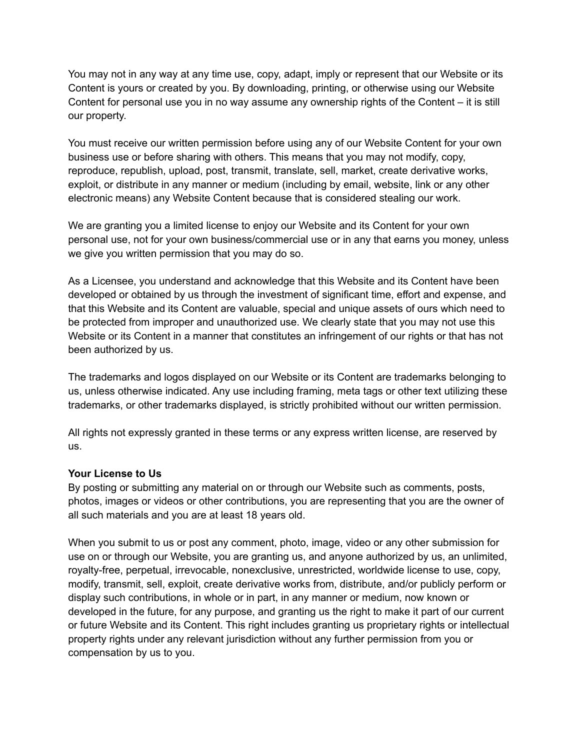You may not in any way at any time use, copy, adapt, imply or represent that our Website or its Content is yours or created by you. By downloading, printing, or otherwise using our Website Content for personal use you in no way assume any ownership rights of the Content – it is still our property.

You must receive our written permission before using any of our Website Content for your own business use or before sharing with others. This means that you may not modify, copy, reproduce, republish, upload, post, transmit, translate, sell, market, create derivative works, exploit, or distribute in any manner or medium (including by email, website, link or any other electronic means) any Website Content because that is considered stealing our work.

We are granting you a limited license to enjoy our Website and its Content for your own personal use, not for your own business/commercial use or in any that earns you money, unless we give you written permission that you may do so.

As a Licensee, you understand and acknowledge that this Website and its Content have been developed or obtained by us through the investment of significant time, effort and expense, and that this Website and its Content are valuable, special and unique assets of ours which need to be protected from improper and unauthorized use. We clearly state that you may not use this Website or its Content in a manner that constitutes an infringement of our rights or that has not been authorized by us.

The trademarks and logos displayed on our Website or its Content are trademarks belonging to us, unless otherwise indicated. Any use including framing, meta tags or other text utilizing these trademarks, or other trademarks displayed, is strictly prohibited without our written permission.

All rights not expressly granted in these terms or any express written license, are reserved by us.

**Your License to Us**

By posting or submitting any material on or through our Website such as comments, posts, photos, images or videos or other contributions, you are representing that you are the owner of all such materials and you are at least 18 years old.

When you submit to us or post any comment, photo, image, video or any other submission for use on or through our Website, you are granting us, and anyone authorized by us, an unlimited, royalty-free, perpetual, irrevocable, nonexclusive, unrestricted, worldwide license to use, copy, modify, transmit, sell, exploit, create derivative works from, distribute, and/or publicly perform or display such contributions, in whole or in part, in any manner or medium, now known or developed in the future, for any purpose, and granting us the right to make it part of our current or future Website and its Content. This right includes granting us proprietary rights or intellectual property rights under any relevant jurisdiction without any further permission from you or compensation by us to you.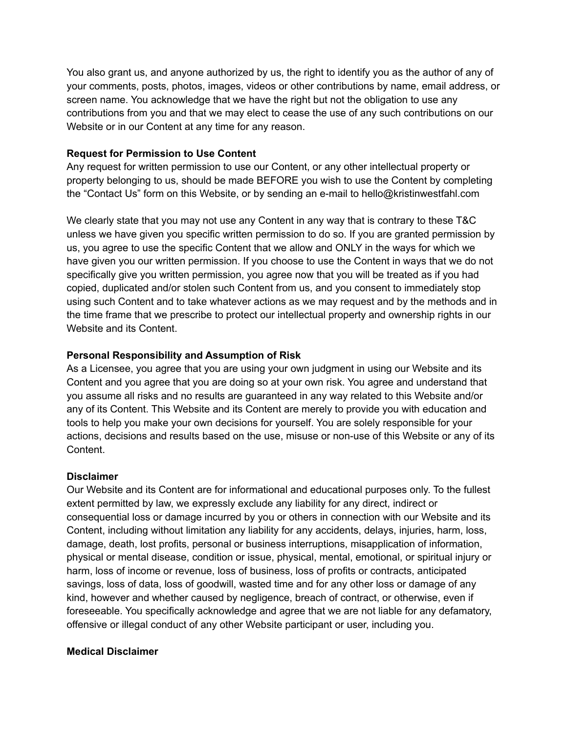You also grant us, and anyone authorized by us, the right to identify you as the author of any of your comments, posts, photos, images, videos or other contributions by name, email address, or screen name. You acknowledge that we have the right but not the obligation to use any contributions from you and that we may elect to cease the use of any such contributions on our Website or in our Content at any time for any reason.

**Request for Permission to Use Content**

Any request for written permission to use our Content, or any other intellectual property or property belonging to us, should be made BEFORE you wish to use the Content by completing the "Contact Us" form on this Website, or by sending an e-mail to hello@kristinwestfahl.com

We clearly state that you may not use any Content in any way that is contrary to these T&C unless we have given you specific written permission to do so. If you are granted permission by us, you agree to use the specific Content that we allow and ONLY in the ways for which we have given you our written permission. If you choose to use the Content in ways that we do not specifically give you written permission, you agree now that you will be treated as if you had copied, duplicated and/or stolen such Content from us, and you consent to immediately stop using such Content and to take whatever actions as we may request and by the methods and in the time frame that we prescribe to protect our intellectual property and ownership rights in our Website and its Content.

**Personal Responsibility and Assumption of Risk**

As a Licensee, you agree that you are using your own judgment in using our Website and its Content and you agree that you are doing so at your own risk. You agree and understand that you assume all risks and no results are guaranteed in any way related to this Website and/or any of its Content. This Website and its Content are merely to provide you with education and tools to help you make your own decisions for yourself. You are solely responsible for your actions, decisions and results based on the use, misuse or non-use of this Website or any of its Content.

**Disclaimer**

Our Website and its Content are for informational and educational purposes only. To the fullest extent permitted by law, we expressly exclude any liability for any direct, indirect or consequential loss or damage incurred by you or others in connection with our Website and its Content, including without limitation any liability for any accidents, delays, injuries, harm, loss, damage, death, lost profits, personal or business interruptions, misapplication of information, physical or mental disease, condition or issue, physical, mental, emotional, or spiritual injury or harm, loss of income or revenue, loss of business, loss of profits or contracts, anticipated savings, loss of data, loss of goodwill, wasted time and for any other loss or damage of any kind, however and whether caused by negligence, breach of contract, or otherwise, even if foreseeable. You specifically acknowledge and agree that we are not liable for any defamatory, offensive or illegal conduct of any other Website participant or user, including you.

**Medical Disclaimer**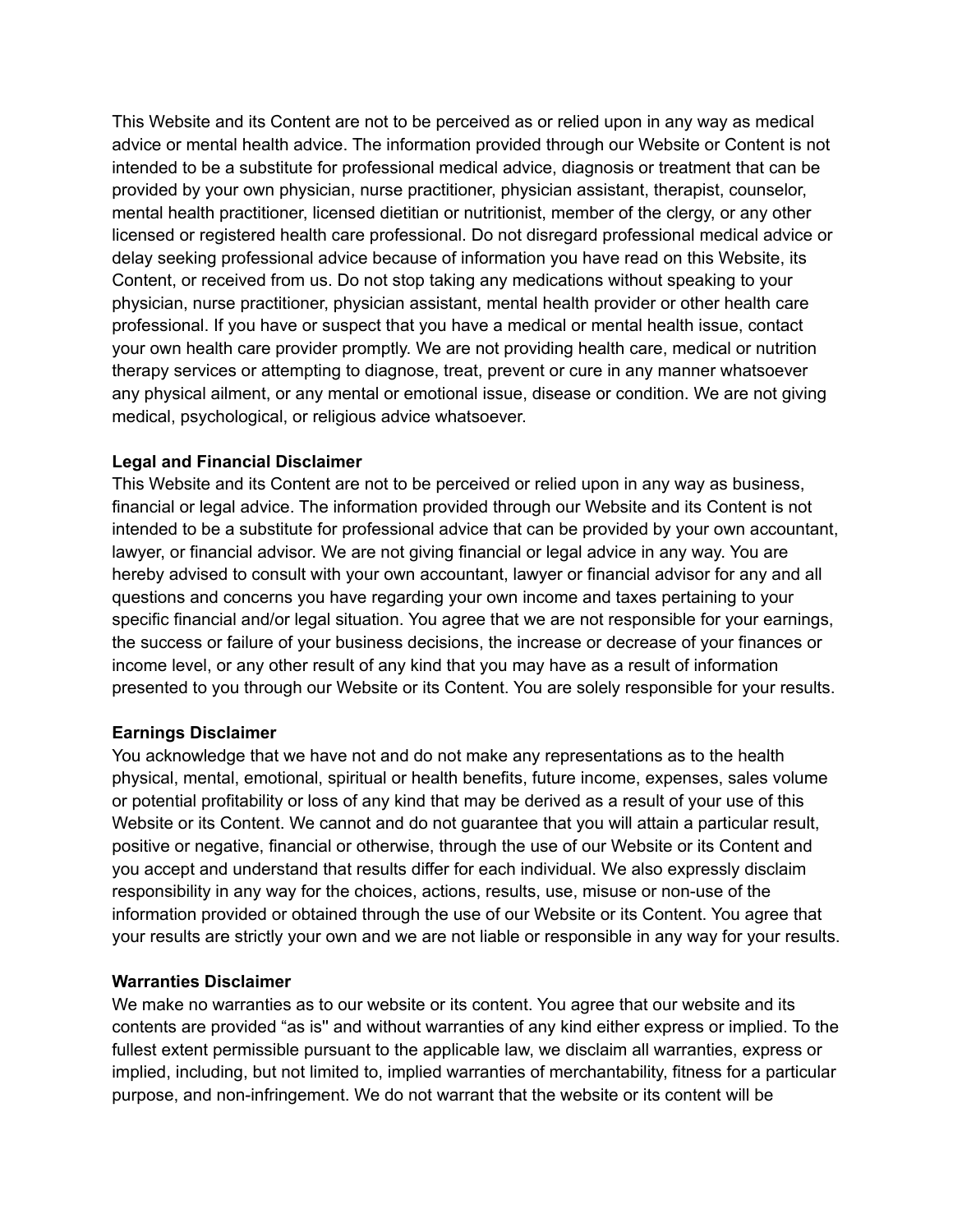This Website and its Content are not to be perceived as or relied upon in any way as medical advice or mental health advice. The information provided through our Website or Content is not intended to be a substitute for professional medical advice, diagnosis or treatment that can be provided by your own physician, nurse practitioner, physician assistant, therapist, counselor, mental health practitioner, licensed dietitian or nutritionist, member of the clergy, or any other licensed or registered health care professional. Do not disregard professional medical advice or delay seeking professional advice because of information you have read on this Website, its Content, or received from us. Do not stop taking any medications without speaking to your physician, nurse practitioner, physician assistant, mental health provider or other health care professional. If you have or suspect that you have a medical or mental health issue, contact your own health care provider promptly. We are not providing health care, medical or nutrition therapy services or attempting to diagnose, treat, prevent or cure in any manner whatsoever any physical ailment, or any mental or emotional issue, disease or condition. We are not giving medical, psychological, or religious advice whatsoever.

**Legal and Financial Disclaimer**
This Website and its Content are not to be perceived or relied upon in any way as business, financial or legal advice. The information provided through our Website and its Content is not intended to be a substitute for professional advice that can be provided by your own accountant, lawyer, or financial advisor. We are not giving financial or legal advice in any way. You are hereby advised to consult with your own accountant, lawyer or financial advisor for any and all questions and concerns you have regarding your own income and taxes pertaining to your specific financial and/or legal situation. You agree that we are not responsible for your earnings, the success or failure of your business decisions, the increase or decrease of your finances or income level, or any other result of any kind that you may have as a result of information presented to you through our Website or its Content. You are solely responsible for your results.

**Earnings Disclaimer**
You acknowledge that we have not and do not make any representations as to the health physical, mental, emotional, spiritual or health benefits, future income, expenses, sales volume or potential profitability or loss of any kind that may be derived as a result of your use of this Website or its Content. We cannot and do not guarantee that you will attain a particular result, positive or negative, financial or otherwise, through the use of our Website or its Content and you accept and understand that results differ for each individual. We also expressly disclaim responsibility in any way for the choices, actions, results, use, misuse or non-use of the information provided or obtained through the use of our Website or its Content. You agree that your results are strictly your own and we are not liable or responsible in any way for your results.

**Warranties Disclaimer**
We make no warranties as to our website or its content. You agree that our website and its contents are provided "as is" and without warranties of any kind either express or implied. To the fullest extent permissible pursuant to the applicable law, we disclaim all warranties, express or implied, including, but not limited to, implied warranties of merchantability, fitness for a particular purpose, and non-infringement. We do not warrant that the website or its content will be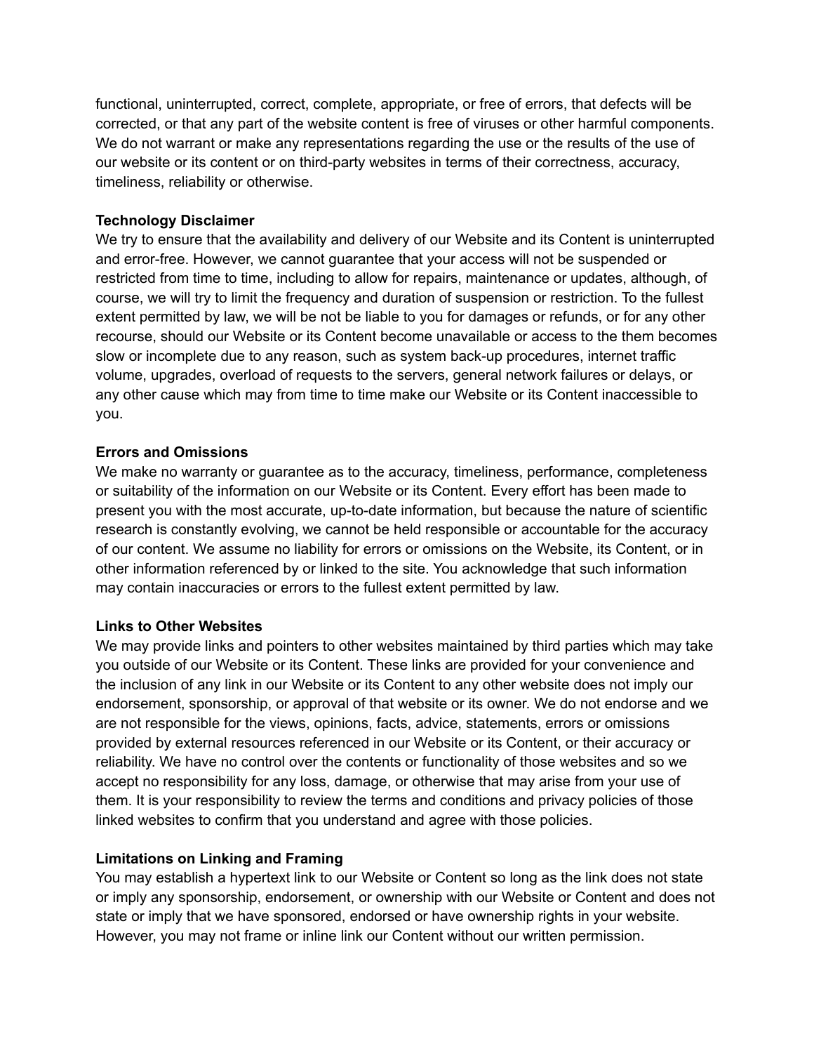functional, uninterrupted, correct, complete, appropriate, or free of errors, that defects will be corrected, or that any part of the website content is free of viruses or other harmful components. We do not warrant or make any representations regarding the use or the results of the use of our website or its content or on third-party websites in terms of their correctness, accuracy, timeliness, reliability or otherwise.

**Technology Disclaimer**
We try to ensure that the availability and delivery of our Website and its Content is uninterrupted and error-free. However, we cannot guarantee that your access will not be suspended or restricted from time to time, including to allow for repairs, maintenance or updates, although, of course, we will try to limit the frequency and duration of suspension or restriction. To the fullest extent permitted by law, we will be not be liable to you for damages or refunds, or for any other recourse, should our Website or its Content become unavailable or access to the them becomes slow or incomplete due to any reason, such as system back-up procedures, internet traffic volume, upgrades, overload of requests to the servers, general network failures or delays, or any other cause which may from time to time make our Website or its Content inaccessible to you.

**Errors and Omissions**
We make no warranty or guarantee as to the accuracy, timeliness, performance, completeness or suitability of the information on our Website or its Content. Every effort has been made to present you with the most accurate, up-to-date information, but because the nature of scientific research is constantly evolving, we cannot be held responsible or accountable for the accuracy of our content. We assume no liability for errors or omissions on the Website, its Content, or in other information referenced by or linked to the site. You acknowledge that such information may contain inaccuracies or errors to the fullest extent permitted by law.

**Links to Other Websites**
We may provide links and pointers to other websites maintained by third parties which may take you outside of our Website or its Content. These links are provided for your convenience and the inclusion of any link in our Website or its Content to any other website does not imply our endorsement, sponsorship, or approval of that website or its owner. We do not endorse and we are not responsible for the views, opinions, facts, advice, statements, errors or omissions provided by external resources referenced in our Website or its Content, or their accuracy or reliability. We have no control over the contents or functionality of those websites and so we accept no responsibility for any loss, damage, or otherwise that may arise from your use of them. It is your responsibility to review the terms and conditions and privacy policies of those linked websites to confirm that you understand and agree with those policies.

**Limitations on Linking and Framing**
You may establish a hypertext link to our Website or Content so long as the link does not state or imply any sponsorship, endorsement, or ownership with our Website or Content and does not state or imply that we have sponsored, endorsed or have ownership rights in your website. However, you may not frame or inline link our Content without our written permission.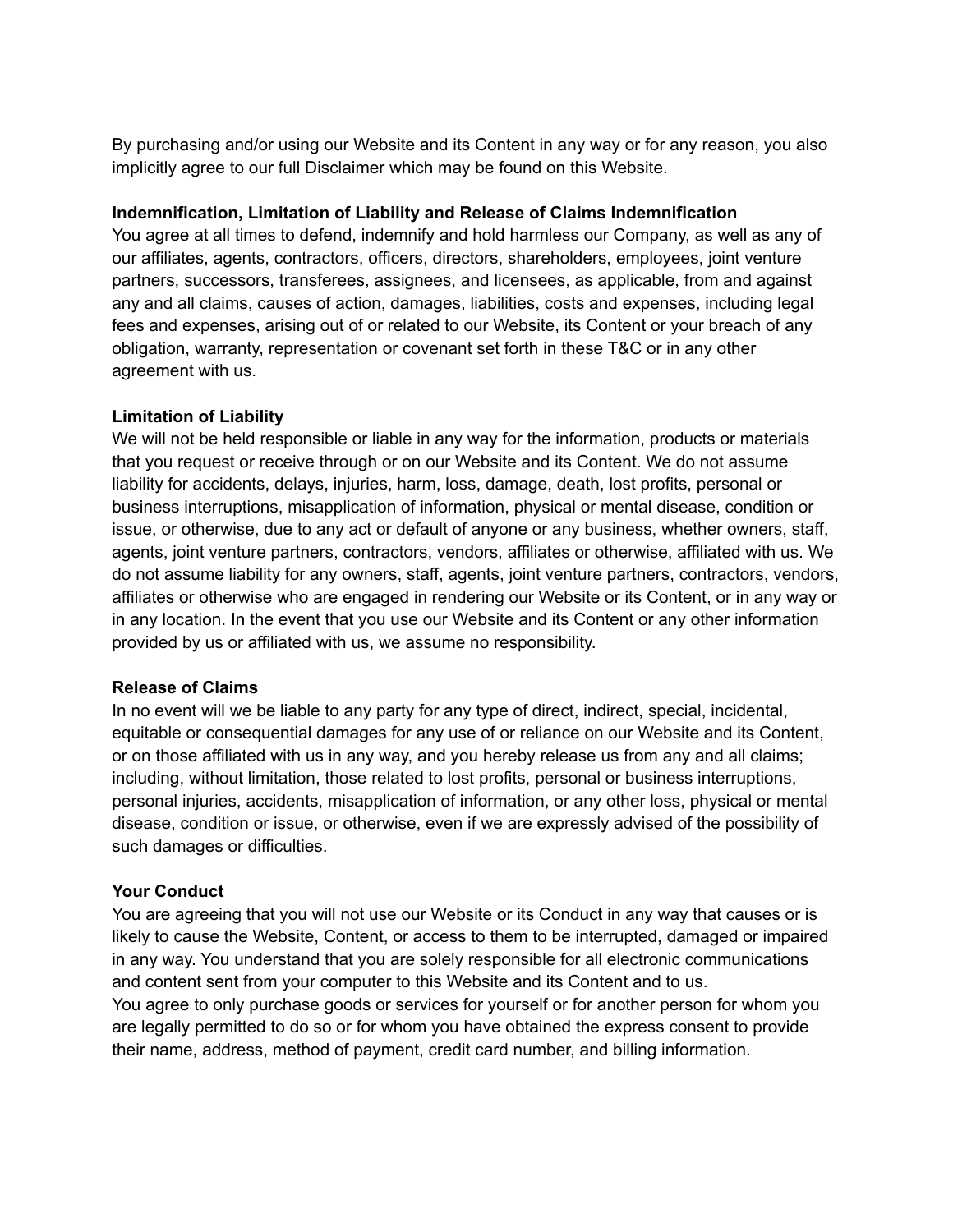By purchasing and/or using our Website and its Content in any way or for any reason, you also implicitly agree to our full Disclaimer which may be found on this Website.

**Indemnification, Limitation of Liability and Release of Claims Indemnification**

You agree at all times to defend, indemnify and hold harmless our Company, as well as any of our affiliates, agents, contractors, officers, directors, shareholders, employees, joint venture partners, successors, transferees, assignees, and licensees, as applicable, from and against any and all claims, causes of action, damages, liabilities, costs and expenses, including legal fees and expenses, arising out of or related to our Website, its Content or your breach of any obligation, warranty, representation or covenant set forth in these T&C or in any other agreement with us.

**Limitation of Liability**

We will not be held responsible or liable in any way for the information, products or materials that you request or receive through or on our Website and its Content. We do not assume liability for accidents, delays, injuries, harm, loss, damage, death, lost profits, personal or business interruptions, misapplication of information, physical or mental disease, condition or issue, or otherwise, due to any act or default of anyone or any business, whether owners, staff, agents, joint venture partners, contractors, vendors, affiliates or otherwise, affiliated with us. We do not assume liability for any owners, staff, agents, joint venture partners, contractors, vendors, affiliates or otherwise who are engaged in rendering our Website or its Content, or in any way or in any location. In the event that you use our Website and its Content or any other information provided by us or affiliated with us, we assume no responsibility.

**Release of Claims**

In no event will we be liable to any party for any type of direct, indirect, special, incidental, equitable or consequential damages for any use of or reliance on our Website and its Content, or on those affiliated with us in any way, and you hereby release us from any and all claims; including, without limitation, those related to lost profits, personal or business interruptions, personal injuries, accidents, misapplication of information, or any other loss, physical or mental disease, condition or issue, or otherwise, even if we are expressly advised of the possibility of such damages or difficulties.

**Your Conduct**

You are agreeing that you will not use our Website or its Conduct in any way that causes or is likely to cause the Website, Content, or access to them to be interrupted, damaged or impaired in any way. You understand that you are solely responsible for all electronic communications and content sent from your computer to this Website and its Content and to us.

You agree to only purchase goods or services for yourself or for another person for whom you are legally permitted to do so or for whom you have obtained the express consent to provide their name, address, method of payment, credit card number, and billing information.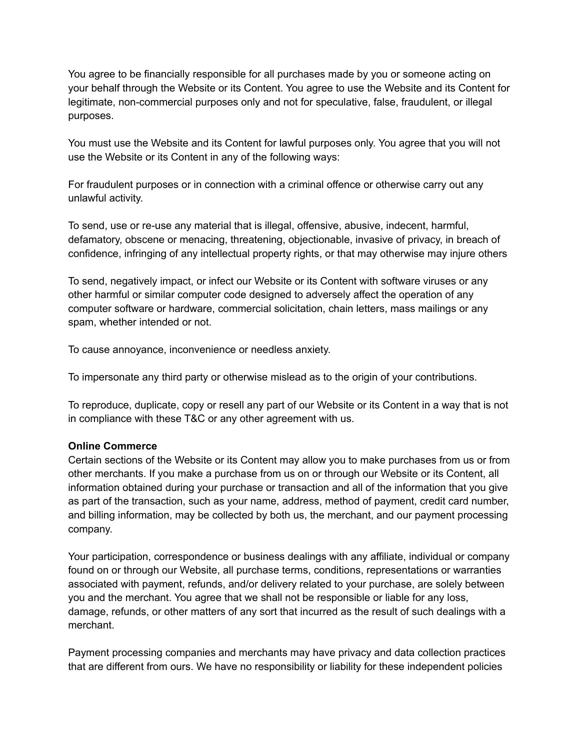You agree to be financially responsible for all purchases made by you or someone acting on your behalf through the Website or its Content. You agree to use the Website and its Content for legitimate, non-commercial purposes only and not for speculative, false, fraudulent, or illegal purposes.

You must use the Website and its Content for lawful purposes only. You agree that you will not use the Website or its Content in any of the following ways:

For fraudulent purposes or in connection with a criminal offence or otherwise carry out any unlawful activity.

To send, use or re-use any material that is illegal, offensive, abusive, indecent, harmful, defamatory, obscene or menacing, threatening, objectionable, invasive of privacy, in breach of confidence, infringing of any intellectual property rights, or that may otherwise may injure others

To send, negatively impact, or infect our Website or its Content with software viruses or any other harmful or similar computer code designed to adversely affect the operation of any computer software or hardware, commercial solicitation, chain letters, mass mailings or any spam, whether intended or not.

To cause annoyance, inconvenience or needless anxiety.

To impersonate any third party or otherwise mislead as to the origin of your contributions.

To reproduce, duplicate, copy or resell any part of our Website or its Content in a way that is not in compliance with these T&C or any other agreement with us.

**Online Commerce**

Certain sections of the Website or its Content may allow you to make purchases from us or from other merchants. If you make a purchase from us on or through our Website or its Content, all information obtained during your purchase or transaction and all of the information that you give as part of the transaction, such as your name, address, method of payment, credit card number, and billing information, may be collected by both us, the merchant, and our payment processing company.

Your participation, correspondence or business dealings with any affiliate, individual or company found on or through our Website, all purchase terms, conditions, representations or warranties associated with payment, refunds, and/or delivery related to your purchase, are solely between you and the merchant. You agree that we shall not be responsible or liable for any loss, damage, refunds, or other matters of any sort that incurred as the result of such dealings with a merchant.

Payment processing companies and merchants may have privacy and data collection practices that are different from ours. We have no responsibility or liability for these independent policies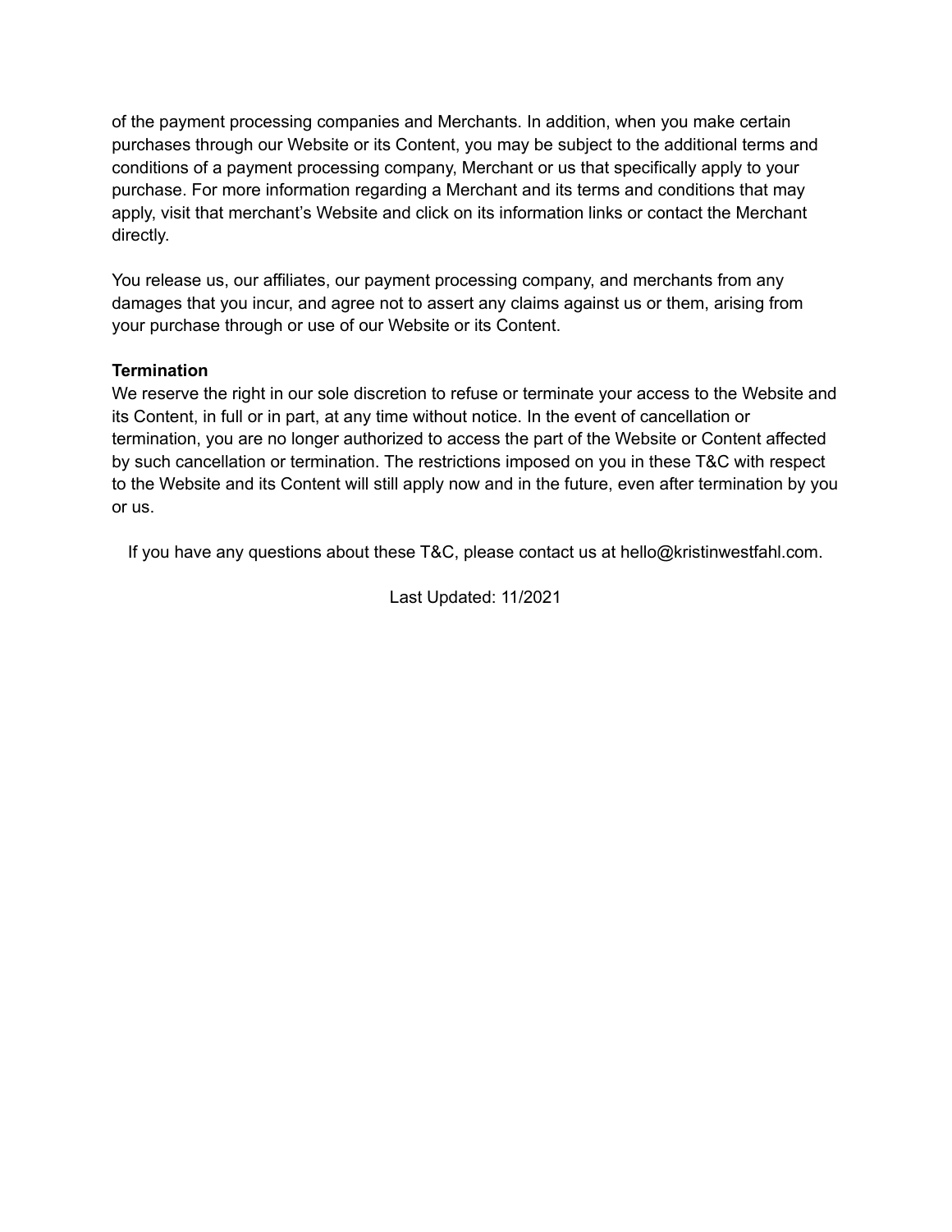of the payment processing companies and Merchants. In addition, when you make certain purchases through our Website or its Content, you may be subject to the additional terms and conditions of a payment processing company, Merchant or us that specifically apply to your purchase. For more information regarding a Merchant and its terms and conditions that may apply, visit that merchant's Website and click on its information links or contact the Merchant directly.

You release us, our affiliates, our payment processing company, and merchants from any damages that you incur, and agree not to assert any claims against us or them, arising from your purchase through or use of our Website or its Content.

**Termination**

We reserve the right in our sole discretion to refuse or terminate your access to the Website and its Content, in full or in part, at any time without notice. In the event of cancellation or termination, you are no longer authorized to access the part of the Website or Content affected by such cancellation or termination. The restrictions imposed on you in these T&C with respect to the Website and its Content will still apply now and in the future, even after termination by you or us.

If you have any questions about these T&C, please contact us at hello@kristinwestfahl.com.

Last Updated: 11/2021